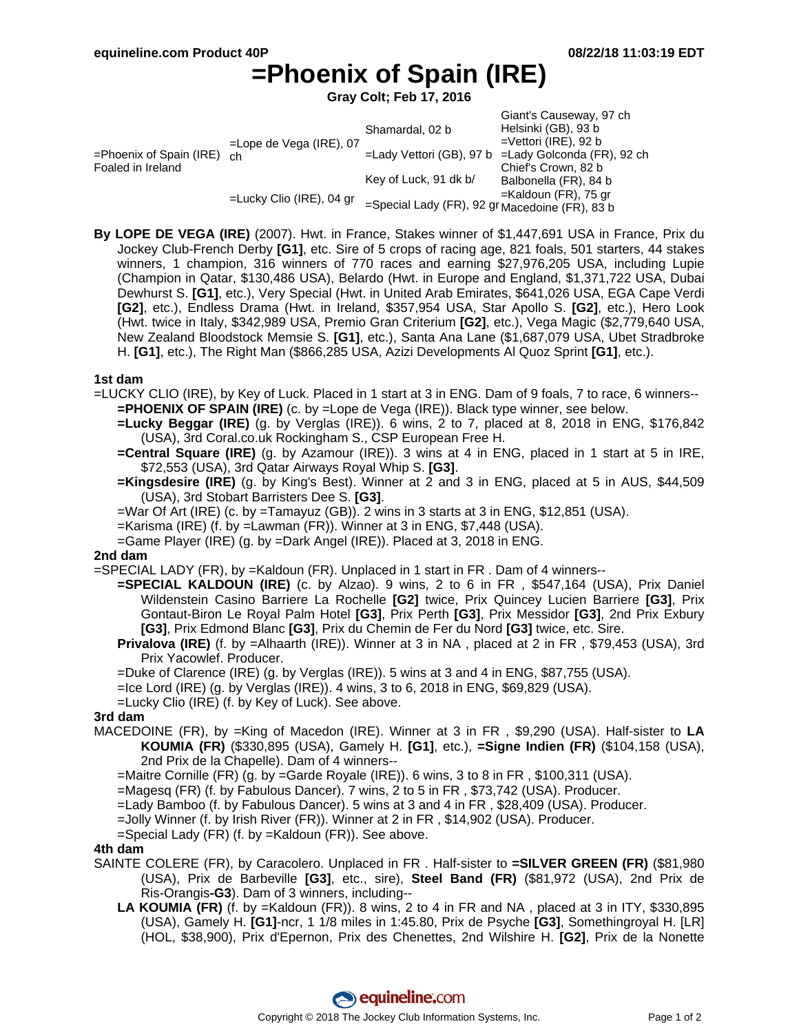# =Phoenix of Spain (IRE)

**Gray Colt; Feb 17, 2016**

| | | | |
|---|---|---|---|
| =Phoenix of Spain (IRE) Foaled in Ireland | =Lope de Vega (IRE), 07 ch | Shamardal, 02 b | Giant's Causeway, 97 ch |
| | | | Helsinki (GB), 93 b |
| | | =Lady Vettori (GB), 97 b | =Vettori (IRE), 92 b |
| | | | =Lady Golconda (FR), 92 ch |
| | =Lucky Clio (IRE), 04 gr | Key of Luck, 91 dk b/ | Chief's Crown, 82 b |
| | | | Balbonella (FR), 84 b |
| | | =Special Lady (FR), 92 gr | =Kaldoun (FR), 75 gr |
| | | | Macedoine (FR), 83 b |

**By LOPE DE VEGA (IRE)** (2007). Hwt. in France, Stakes winner of $1,447,691 USA in France, Prix du Jockey Club-French Derby **[G1]**, etc. Sire of 5 crops of racing age, 821 foals, 501 starters, 44 stakes winners, 1 champion, 316 winners of 770 races and earning $27,976,205 USA, including Lupie (Champion in Qatar, $130,486 USA), Belardo (Hwt. in Europe and England, $1,371,722 USA, Dubai Dewhurst S. **[G1]**, etc.), Very Special (Hwt. in United Arab Emirates, $641,026 USA, EGA Cape Verdi **[G2]**, etc.), Endless Drama (Hwt. in Ireland, $357,954 USA, Star Apollo S. **[G2]**, etc.), Hero Look (Hwt. twice in Italy, $342,989 USA, Premio Gran Criterium **[G2]**, etc.), Vega Magic ($2,779,640 USA, New Zealand Bloodstock Memsie S. **[G1]**, etc.), Santa Ana Lane ($1,687,079 USA, Ubet Stradbroke H. **[G1]**, etc.), The Right Man ($866,285 USA, Azizi Developments Al Quoz Sprint **[G1]**, etc.).

**1st dam**

=LUCKY CLIO (IRE), by Key of Luck. Placed in 1 start at 3 in ENG. Dam of 9 foals, 7 to race, 6 winners--

- **=PHOENIX OF SPAIN (IRE)** (c. by =Lope de Vega (IRE)). Black type winner, see below.
- **=Lucky Beggar (IRE)** (g. by Verglas (IRE)). 6 wins, 2 to 7, placed at 8, 2018 in ENG, $176,842 (USA), 3rd Coral.co.uk Rockingham S., CSP European Free H.
- **=Central Square (IRE)** (g. by Azamour (IRE)). 3 wins at 4 in ENG, placed in 1 start at 5 in IRE, $72,553 (USA), 3rd Qatar Airways Royal Whip S. **[G3]**.
- **=Kingsdesire (IRE)** (g. by King's Best). Winner at 2 and 3 in ENG, placed at 5 in AUS, $44,509 (USA), 3rd Stobart Barristers Dee S. **[G3]**.
- =War Of Art (IRE) (c. by =Tamayuz (GB)). 2 wins in 3 starts at 3 in ENG, $12,851 (USA).
- =Karisma (IRE) (f. by =Lawman (FR)). Winner at 3 in ENG, $7,448 (USA).
- =Game Player (IRE) (g. by =Dark Angel (IRE)). Placed at 3, 2018 in ENG.

**2nd dam**

=SPECIAL LADY (FR), by =Kaldoun (FR). Unplaced in 1 start in FR . Dam of 4 winners--

- **=SPECIAL KALDOUN (IRE)** (c. by Alzao). 9 wins, 2 to 6 in FR , $547,164 (USA), Prix Daniel Wildenstein Casino Barriere La Rochelle **[G2]** twice, Prix Quincey Lucien Barriere **[G3]**, Prix Gontaut-Biron Le Royal Palm Hotel **[G3]**, Prix Perth **[G3]**, Prix Messidor **[G3]**, 2nd Prix Exbury **[G3]**, Prix Edmond Blanc **[G3]**, Prix du Chemin de Fer du Nord **[G3]** twice, etc. Sire.
- **Privalova (IRE)** (f. by =Alhaarth (IRE)). Winner at 3 in NA , placed at 2 in FR , $79,453 (USA), 3rd Prix Yacowlef. Producer.
- =Duke of Clarence (IRE) (g. by Verglas (IRE)). 5 wins at 3 and 4 in ENG, $87,755 (USA).
- =Ice Lord (IRE) (g. by Verglas (IRE)). 4 wins, 3 to 6, 2018 in ENG, $69,829 (USA).
- =Lucky Clio (IRE) (f. by Key of Luck). See above.

**3rd dam**

MACEDOINE (FR), by =King of Macedon (IRE). Winner at 3 in FR , $9,290 (USA). Half-sister to **LA KOUMIA (FR)** ($330,895 (USA), Gamely H. **[G1]**, etc.), **=Signe Indien (FR)** ($104,158 (USA), 2nd Prix de la Chapelle). Dam of 4 winners--

- =Maitre Cornille (FR) (g. by =Garde Royale (IRE)). 6 wins, 3 to 8 in FR , $100,311 (USA).
- =Magesq (FR) (f. by Fabulous Dancer). 7 wins, 2 to 5 in FR , $73,742 (USA). Producer.
- =Lady Bamboo (f. by Fabulous Dancer). 5 wins at 3 and 4 in FR , $28,409 (USA). Producer.
- =Jolly Winner (f. by Irish River (FR)). Winner at 2 in FR , $14,902 (USA). Producer.
- =Special Lady (FR) (f. by =Kaldoun (FR)). See above.

**4th dam**

SAINTE COLERE (FR), by Caracolero. Unplaced in FR . Half-sister to **=SILVER GREEN (FR)** ($81,980 (USA), Prix de Barbeville **[G3]**, etc., sire), **Steel Band (FR)** ($81,972 (USA), 2nd Prix de Ris-Orangis**-G3**). Dam of 3 winners, including--

- **LA KOUMIA (FR)** (f. by =Kaldoun (FR)). 8 wins, 2 to 4 in FR and NA , placed at 3 in ITY, $330,895 (USA), Gamely H. **[G1]**-ncr, 1 1/8 miles in 1:45.80, Prix de Psyche **[G3]**, Somethingroyal H. [LR] (HOL, $38,900), Prix d'Epernon, Prix des Chenettes, 2nd Wilshire H. **[G2]**, Prix de la Nonette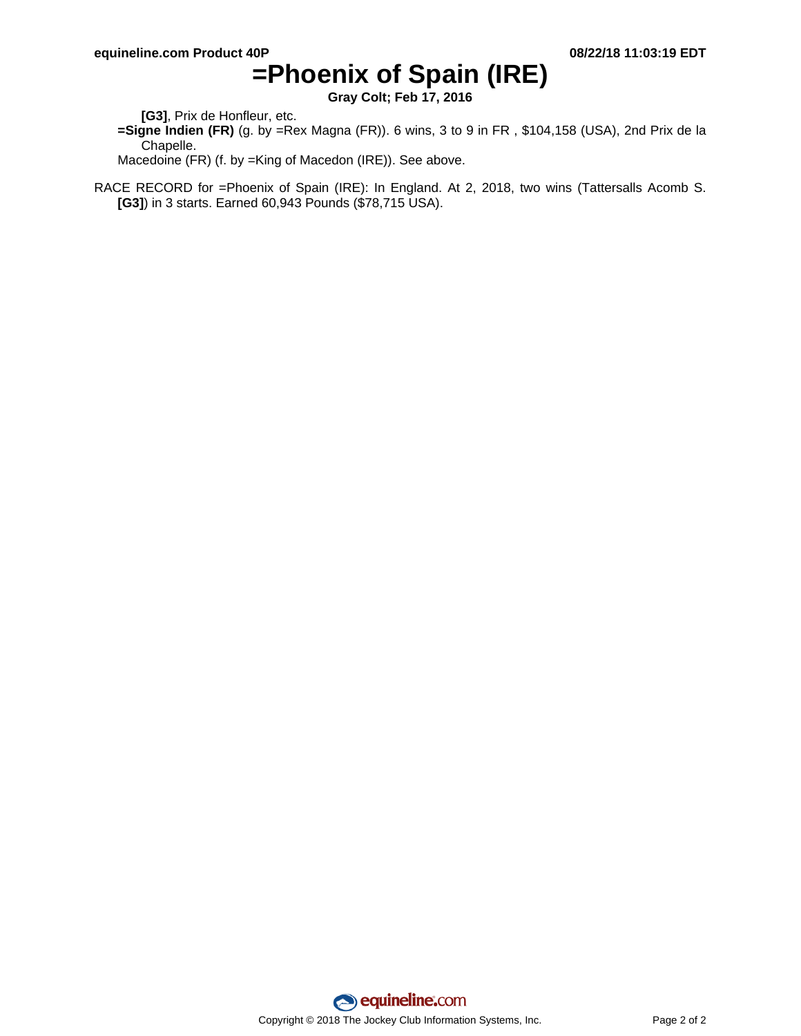**[G3]**, Prix de Honfleur, etc.

**=Signe Indien (FR)** (g. by =Rex Magna (FR)). 6 wins, 3 to 9 in FR , $104,158 (USA), 2nd Prix de la Chapelle.

Macedoine (FR) (f. by =King of Macedon (IRE)). See above.

RACE RECORD for =Phoenix of Spain (IRE): In England. At 2, 2018, two wins (Tattersalls Acomb S. **[G3]**) in 3 starts. Earned 60,943 Pounds ($78,715 USA).